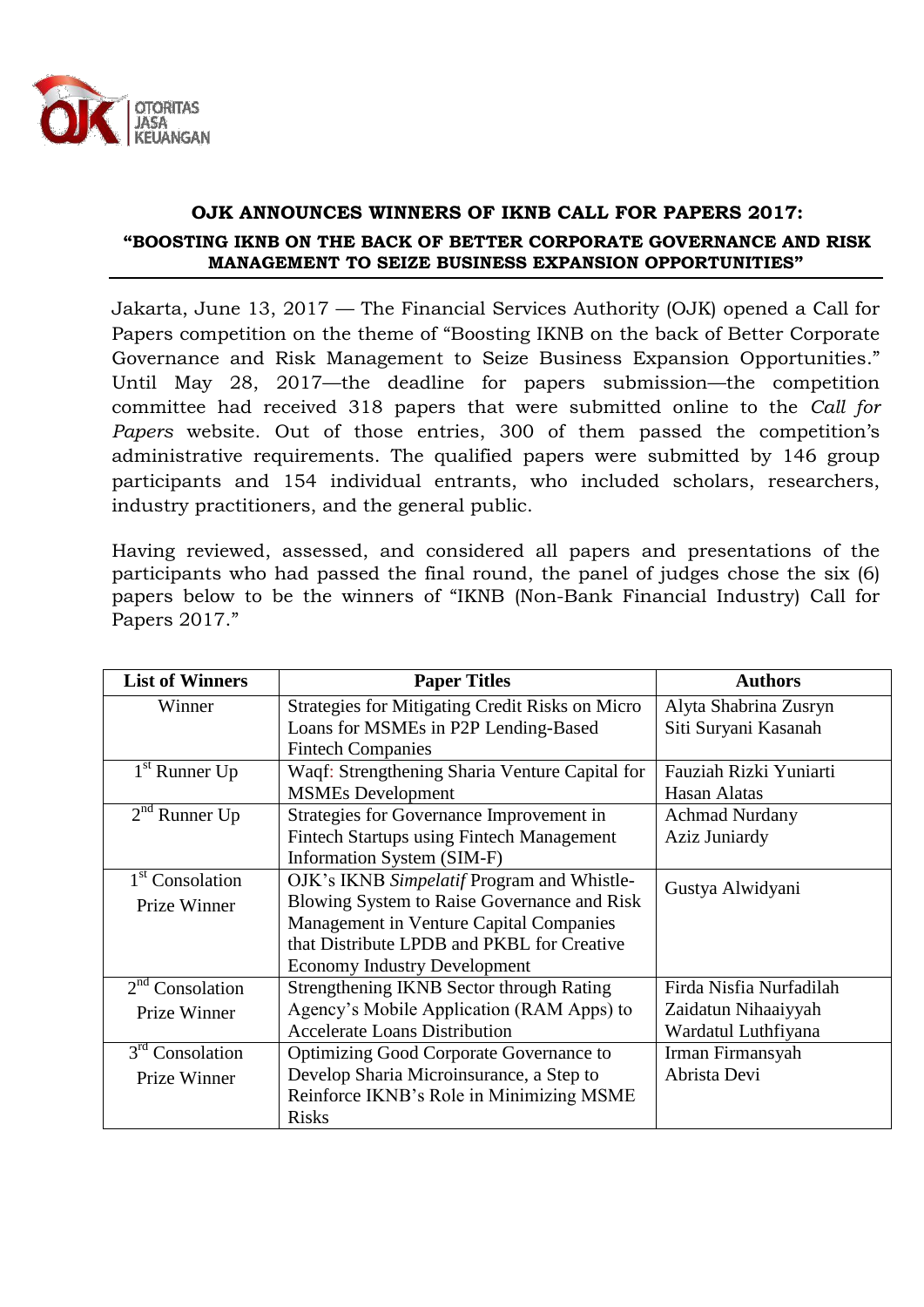# OJK ANNOUNCES WINNERS OF IKNB CALL FOR PAPERS 2017:

## "BOOSTING IKNB ON THE BACK OF BETTER CORPORATE GOVERNANCE AND RISK MANAGEMENT TO SEIZE BUSINESS EXPANSION OPPORTUNITIES"

Jakarta, June 13, 2017 — The Financial Services Authority (OJK) opened a Call for Papers competition on the theme of "Boosting IKNB on the back of Better Corporate Governance and Risk Management to Seize Business Expansion Opportunities." Until May 28, 2017—the deadline for papers submission—the competition committee had received 318 papers that were submitted online to the *Call for Papers* website. Out of those entries, 300 of them passed the competition's administrative requirements. The qualified papers were submitted by 146 group participants and 154 individual entrants, who included scholars, researchers, industry practitioners, and the general public.

Having reviewed, assessed, and considered all papers and presentations of the participants who had passed the final round, the panel of judges chose the six (6) papers below to be the winners of "IKNB (Non-Bank Financial Industry) Call for Papers 2017."

| List of Winners | Paper Titles | Authors |
|---|---|---|
| Winner | Strategies for Mitigating Credit Risks on Micro Loans for MSMEs in P2P Lending-Based Fintech Companies | Alyta Shabrina Zusryn<br>Siti Suryani Kasanah |
| 1st Runner Up | Waqf: Strengthening Sharia Venture Capital for MSMEs Development | Fauziah Rizki Yuniarti<br>Hasan Alatas |
| 2nd Runner Up | Strategies for Governance Improvement in Fintech Startups using Fintech Management Information System (SIM-F) | Achmad Nurdany<br>Aziz Juniardy |
| 1st Consolation Prize Winner | OJK's IKNB *Simpelatif* Program and Whistle-Blowing System to Raise Governance and Risk Management in Venture Capital Companies that Distribute LPDB and PKBL for Creative Economy Industry Development | Gustya Alwidyani |
| 2nd Consolation Prize Winner | Strengthening IKNB Sector through Rating Agency's Mobile Application (RAM Apps) to Accelerate Loans Distribution | Firda Nisfia Nurfadilah<br>Zaidatun Nihaaiyyah<br>Wardatul Luthfiyana |
| 3rd Consolation Prize Winner | Optimizing Good Corporate Governance to Develop Sharia Microinsurance, a Step to Reinforce IKNB's Role in Minimizing MSME Risks | Irman Firmansyah<br>Abrista Devi |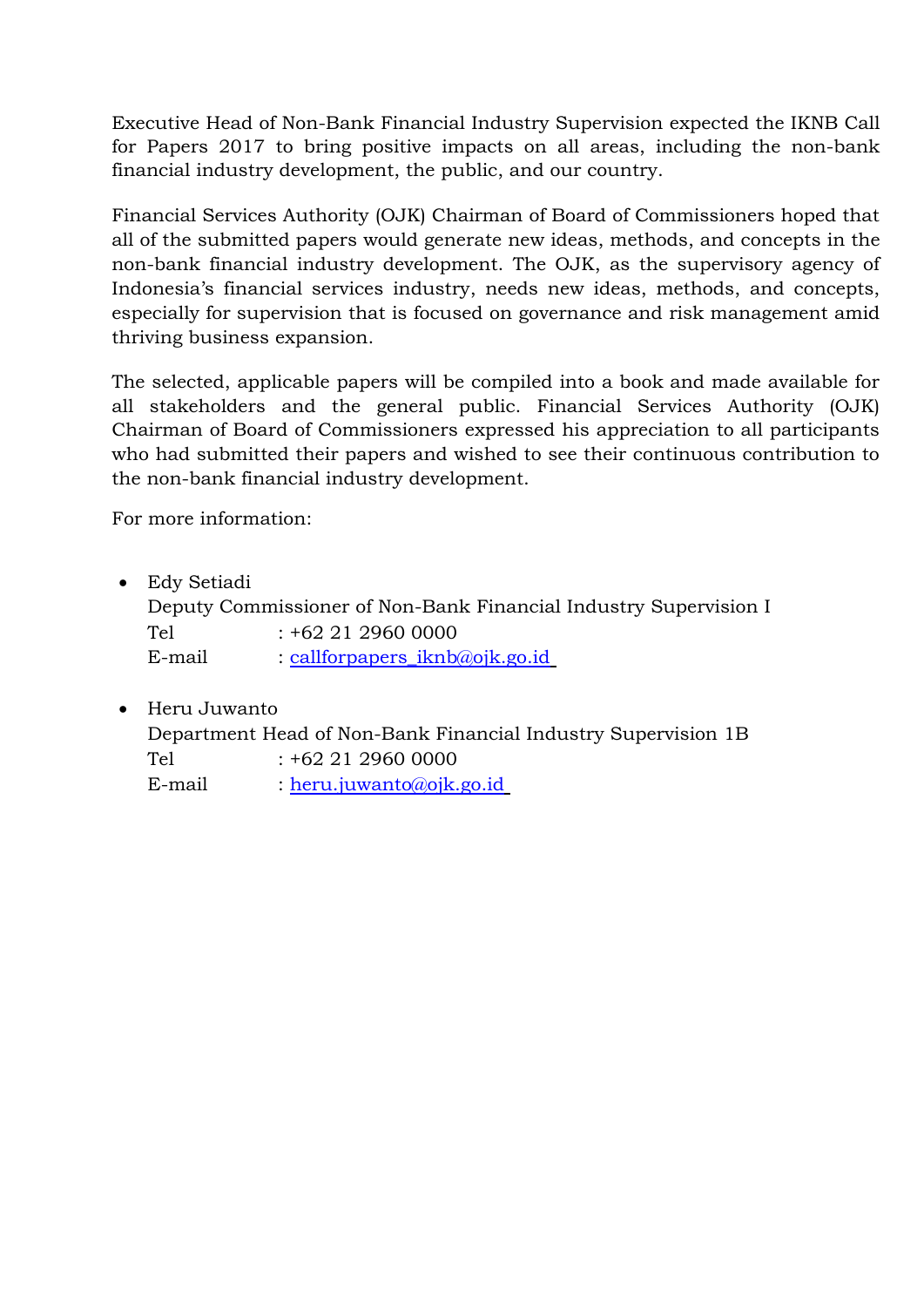Executive Head of Non-Bank Financial Industry Supervision expected the IKNB Call for Papers 2017 to bring positive impacts on all areas, including the non-bank financial industry development, the public, and our country.

Financial Services Authority (OJK) Chairman of Board of Commissioners hoped that all of the submitted papers would generate new ideas, methods, and concepts in the non-bank financial industry development. The OJK, as the supervisory agency of Indonesia's financial services industry, needs new ideas, methods, and concepts, especially for supervision that is focused on governance and risk management amid thriving business expansion.

The selected, applicable papers will be compiled into a book and made available for all stakeholders and the general public. Financial Services Authority (OJK) Chairman of Board of Commissioners expressed his appreciation to all participants who had submitted their papers and wished to see their continuous contribution to the non-bank financial industry development.

For more information:

- Edy Setiadi
  Deputy Commissioner of Non-Bank Financial Industry Supervision I
  Tel : +62 21 2960 0000
  E-mail : callforpapers_iknb@ojk.go.id

- Heru Juwanto
  Department Head of Non-Bank Financial Industry Supervision 1B
  Tel : +62 21 2960 0000
  E-mail : heru.juwanto@ojk.go.id